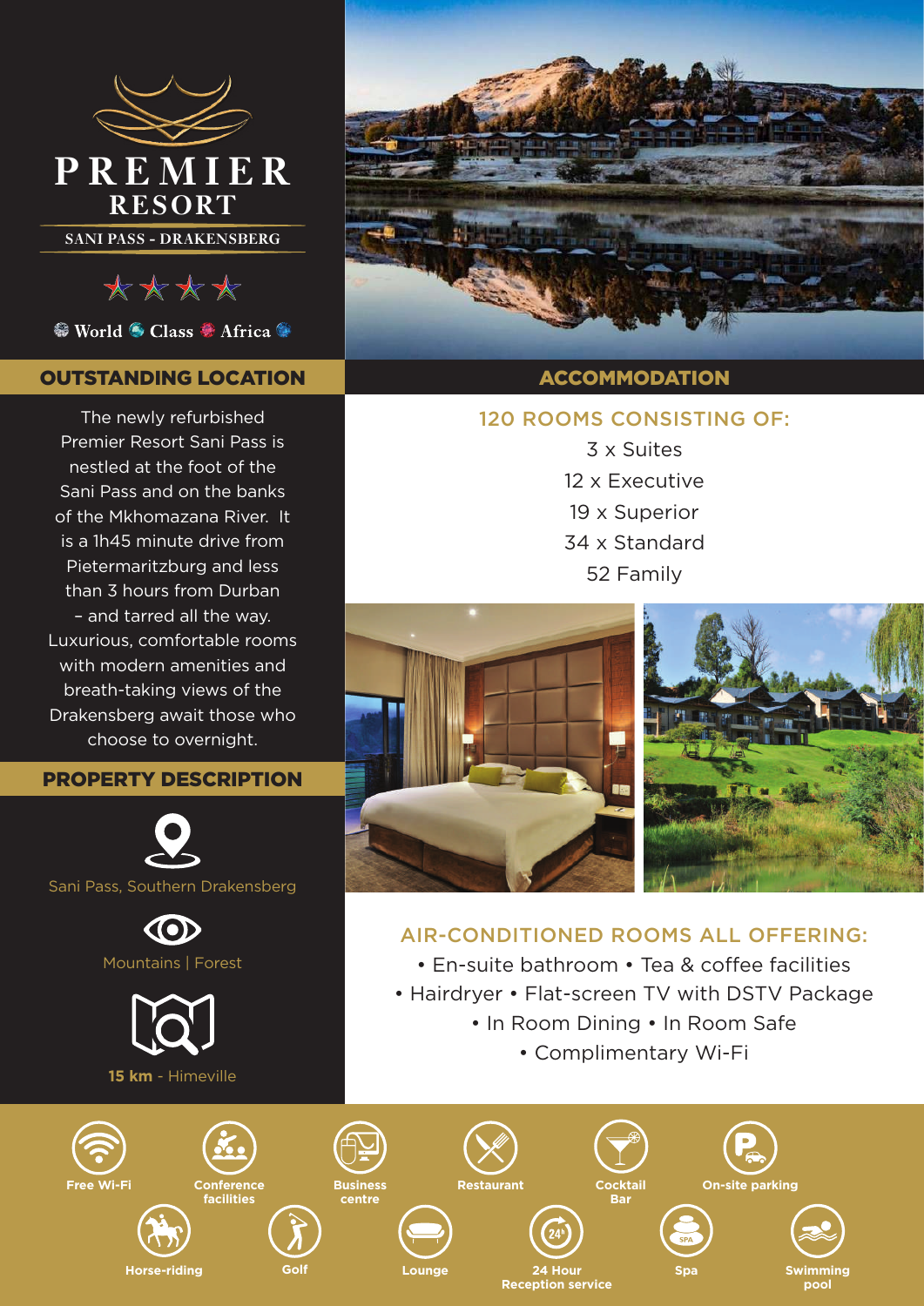# PREMIER RESORT

SANI PASS - DRAKENSBERG

★★★★

World Class Africa

## OUTSTANDING LOCATION

The newly refurbished Premier Resort Sani Pass is nestled at the foot of the Sani Pass and on the banks of the Mkhomazana River. It is a 1h45 minute drive from Pietermaritzburg and less than 3 hours from Durban – and tarred all the way. Luxurious, comfortable rooms with modern amenities and breath-taking views of the Drakensberg await those who choose to overnight.

## PROPERTY DESCRIPTION

Sani Pass, Southern Drakensberg

Mountains | Forest

**15 km** - Himeville

## ACCOMMODATION

### 120 ROOMS CONSISTING OF:

3 x Suites
12 x Executive
19 x Superior
34 x Standard
52 Family

### AIR-CONDITIONED ROOMS ALL OFFERING:

- En-suite bathroom
- Tea & coffee facilities
- Hairdryer
- Flat-screen TV with DSTV Package
- In Room Dining
- In Room Safe
- Complimentary Wi-Fi

Free Wi-Fi | Conference facilities | Business centre | Restaurant | Cocktail Bar | On-site parking | Horse-riding | Golf | Lounge | 24 Hour Reception service | Spa | Swimming pool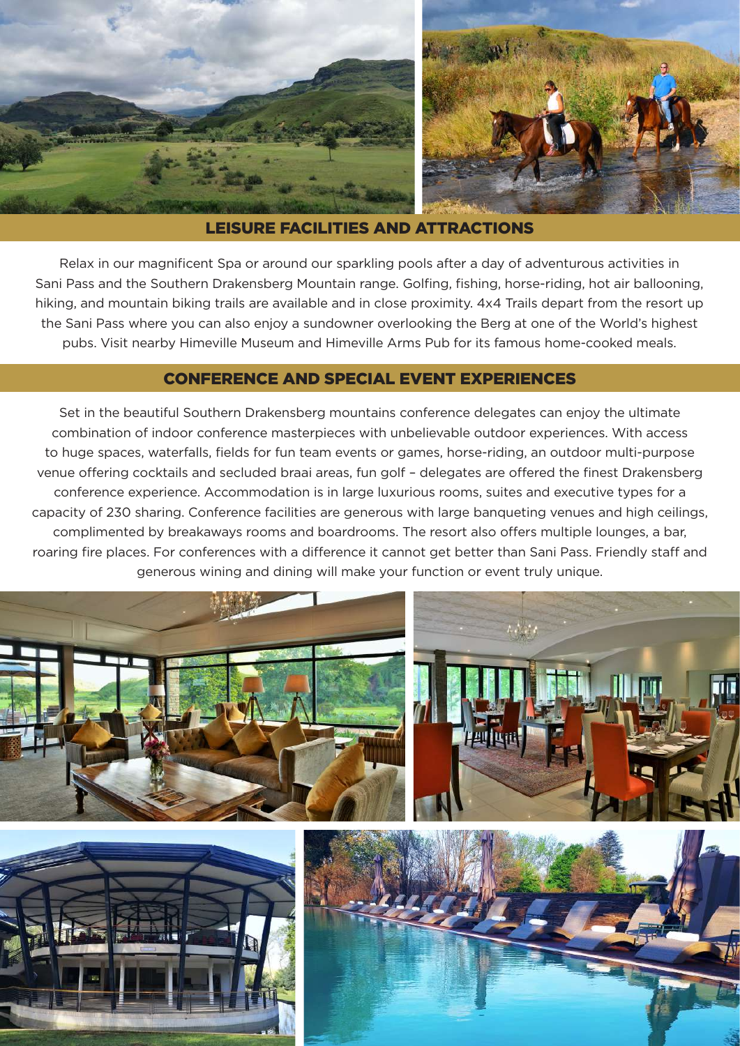## LEISURE FACILITIES AND ATTRACTIONS

Relax in our magnificent Spa or around our sparkling pools after a day of adventurous activities in Sani Pass and the Southern Drakensberg Mountain range. Golfing, fishing, horse-riding, hot air ballooning, hiking, and mountain biking trails are available and in close proximity. 4x4 Trails depart from the resort up the Sani Pass where you can also enjoy a sundowner overlooking the Berg at one of the World's highest pubs. Visit nearby Himeville Museum and Himeville Arms Pub for its famous home-cooked meals.

## CONFERENCE AND SPECIAL EVENT EXPERIENCES

Set in the beautiful Southern Drakensberg mountains conference delegates can enjoy the ultimate combination of indoor conference masterpieces with unbelievable outdoor experiences. With access to huge spaces, waterfalls, fields for fun team events or games, horse-riding, an outdoor multi-purpose venue offering cocktails and secluded braai areas, fun golf – delegates are offered the finest Drakensberg conference experience. Accommodation is in large luxurious rooms, suites and executive types for a capacity of 230 sharing. Conference facilities are generous with large banqueting venues and high ceilings, complimented by breakaways rooms and boardrooms. The resort also offers multiple lounges, a bar, roaring fire places. For conferences with a difference it cannot get better than Sani Pass. Friendly staff and generous wining and dining will make your function or event truly unique.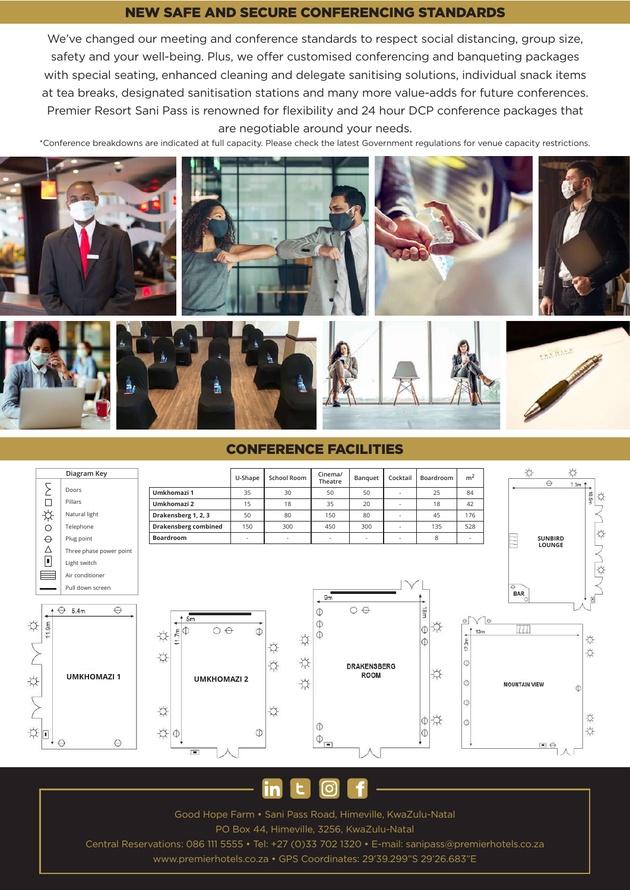## NEW SAFE AND SECURE CONFERENCING STANDARDS

We've changed our meeting and conference standards to respect social distancing, group size, safety and your well-being. Plus, we offer customised conferencing and banqueting packages with special seating, enhanced cleaning and delegate sanitising solutions, individual snack items at tea breaks, designated sanitisation stations and many more value-adds for future conferences. Premier Resort Sani Pass is renowned for flexibility and 24 hour DCP conference packages that are negotiable around your needs.

*Conference breakdowns are indicated at full capacity. Please check the latest Government regulations for venue capacity restrictions.

## CONFERENCE FACILITIES

| Diagram Key |
|---|
| Doors |
| Pillars |
| Natural light |
| Telephone |
| Plug point |
| Three phase power point |
| Light switch |
| Air conditioner |
| Pull down screen |

| | U-Shape | School Room | Cinema/ Theatre | Banquet | Cocktail | Boardroom | $m^2$ |
|---|---|---|---|---|---|---|---|
| **Umkhomazi 1** | 35 | 30 | 50 | 50 | - | 25 | 84 |
| **Umkhomazi 2** | 15 | 18 | 35 | 20 | - | 18 | 42 |
| **Drakensberg 1, 2, 3** | 50 | 80 | 150 | 80 | - | 45 | 176 |
| **Drakensberg combined** | 150 | 300 | 450 | 300 | - | 135 | 528 |
| **Boardroom** | - | - | - | - | - | 8 | - |

SUNBIRD LOUNGE
7.3m
10.6m
BAR

UMKHOMAZI 1
5.4m
11.9m

UMKHOMAZI 2
5m
11.7m

DRAKENSBERG ROOM
9m
18m

MOUNTAIN VIEW
13m
17.3m

Good Hope Farm • Sani Pass Road, Himeville, KwaZulu-Natal
PO Box 44, Himeville, 3256, KwaZulu-Natal
Central Reservations: 086 111 5555 • Tel: +27 (0)33 702 1320 • E-mail: sanipass@premierhotels.co.za
www.premierhotels.co.za • GPS Coordinates: 29'39.299"S 29'26.683"E